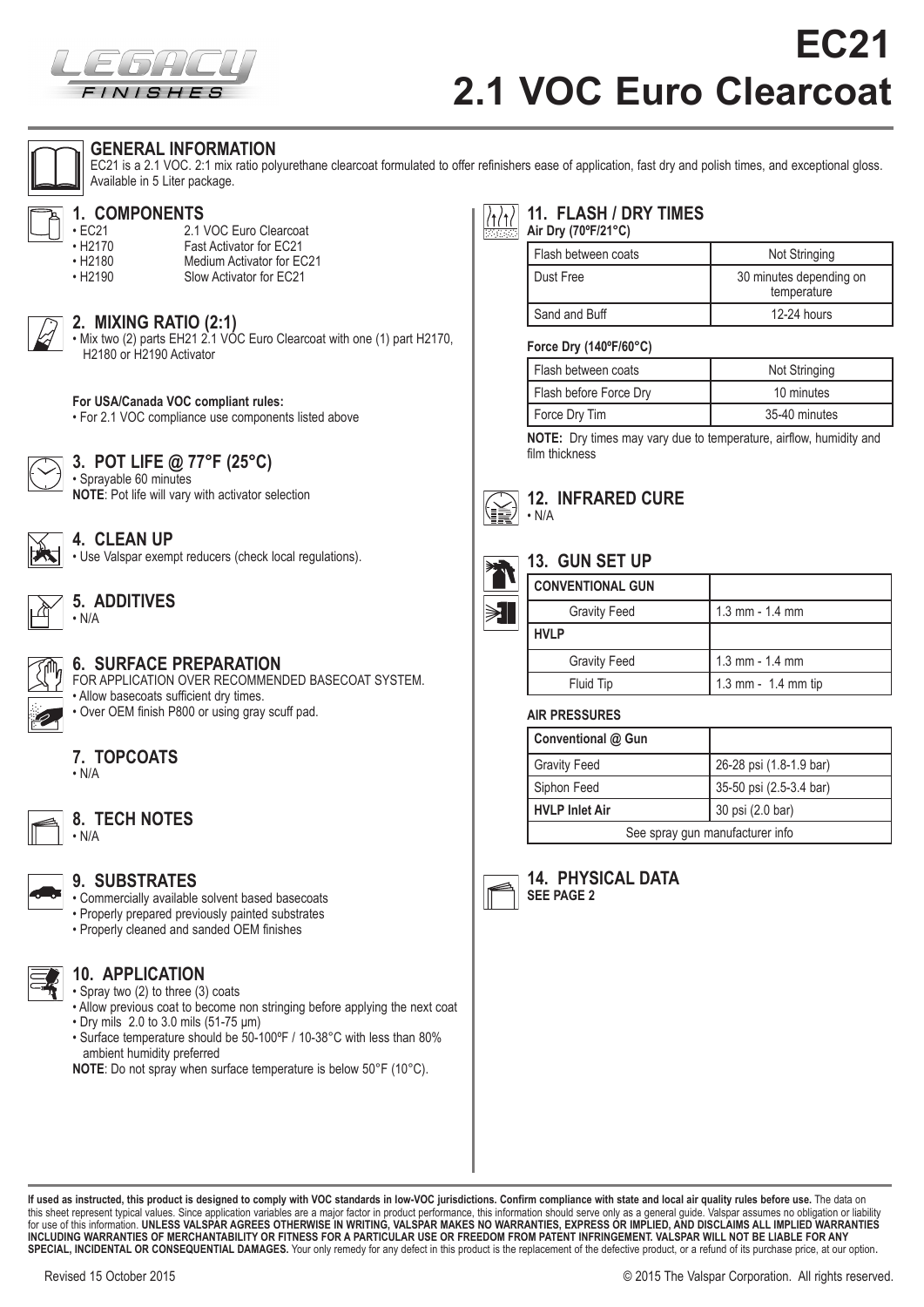# EC21
# 2.1 VOC Euro Clearcoat

## GENERAL INFORMATION

EC21 is a 2.1 VOC. 2:1 mix ratio polyurethane clearcoat formulated to offer refinishers ease of application, fast dry and polish times, and exceptional gloss. Available in 5 Liter package.

## 1. COMPONENTS

- EC21 — 2.1 VOC Euro Clearcoat
- H2170 — Fast Activator for EC21
- H2180 — Medium Activator for EC21
- H2190 — Slow Activator for EC21

## 2. MIXING RATIO (2:1)

- Mix two (2) parts EH21 2.1 VOC Euro Clearcoat with one (1) part H2170, H2180 or H2190 Activator

**For USA/Canada VOC compliant rules:**

- For 2.1 VOC compliance use components listed above

## 3. POT LIFE @ 77°F (25°C)

- Sprayable 60 minutes

**NOTE**: Pot life will vary with activator selection

## 4. CLEAN UP

- Use Valspar exempt reducers (check local regulations).

## 5. ADDITIVES

- N/A

## 6. SURFACE PREPARATION

FOR APPLICATION OVER RECOMMENDED BASECOAT SYSTEM.

- Allow basecoats sufficient dry times.
- Over OEM finish P800 or using gray scuff pad.

## 7. TOPCOATS

- N/A

## 8. TECH NOTES

- N/A

## 9. SUBSTRATES

- Commercially available solvent based basecoats
- Properly prepared previously painted substrates
- Properly cleaned and sanded OEM finishes

## 10. APPLICATION

- Spray two (2) to three (3) coats
- Allow previous coat to become non stringing before applying the next coat
- Dry mils 2.0 to 3.0 mils (51-75 µm)
- Surface temperature should be 50-100ºF / 10-38°C with less than 80% ambient humidity preferred

**NOTE**: Do not spray when surface temperature is below 50°F (10°C).

## 11. FLASH / DRY TIMES

**Air Dry (70ºF/21°C)**

| | |
|---|---|
| Flash between coats | Not Stringing |
| Dust Free | 30 minutes depending on temperature |
| Sand and Buff | 12-24 hours |

**Force Dry (140ºF/60°C)**

| | |
|---|---|
| Flash between coats | Not Stringing |
| Flash before Force Dry | 10 minutes |
| Force Dry Tim | 35-40 minutes |

**NOTE:** Dry times may vary due to temperature, airflow, humidity and film thickness

## 12. INFRARED CURE

- N/A

## 13. GUN SET UP

| | |
|---|---|
| **CONVENTIONAL GUN** | |
| Gravity Feed | 1.3 mm - 1.4 mm |
| **HVLP** | |
| Gravity Feed | 1.3 mm - 1.4 mm |
| Fluid Tip | 1.3 mm - 1.4 mm tip |

**AIR PRESSURES**

| | |
|---|---|
| **Conventional @ Gun** | |
| Gravity Feed | 26-28 psi (1.8-1.9 bar) |
| Siphon Feed | 35-50 psi (2.5-3.4 bar) |
| **HVLP Inlet Air** | 30 psi (2.0 bar) |
| See spray gun manufacturer info | |

## 14. PHYSICAL DATA

**SEE PAGE 2**

**If used as instructed, this product is designed to comply with VOC standards in low-VOC jurisdictions. Confirm compliance with state and local air quality rules before use.** The data on this sheet represent typical values. Since application variables are a major factor in product performance, this information should serve only as a general guide. Valspar assumes no obligation or liability for use of this information. **UNLESS VALSPAR AGREES OTHERWISE IN WRITING, VALSPAR MAKES NO WARRANTIES, EXPRESS OR IMPLIED, AND DISCLAIMS ALL IMPLIED WARRANTIES INCLUDING WARRANTIES OF MERCHANTABILITY OR FITNESS FOR A PARTICULAR USE OR FREEDOM FROM PATENT INFRINGEMENT. VALSPAR WILL NOT BE LIABLE FOR ANY SPECIAL, INCIDENTAL OR CONSEQUENTIAL DAMAGES.** Your only remedy for any defect in this product is the replacement of the defective product, or a refund of its purchase price, at our option.

Revised 15 October 2015

© 2015 The Valspar Corporation. All rights reserved.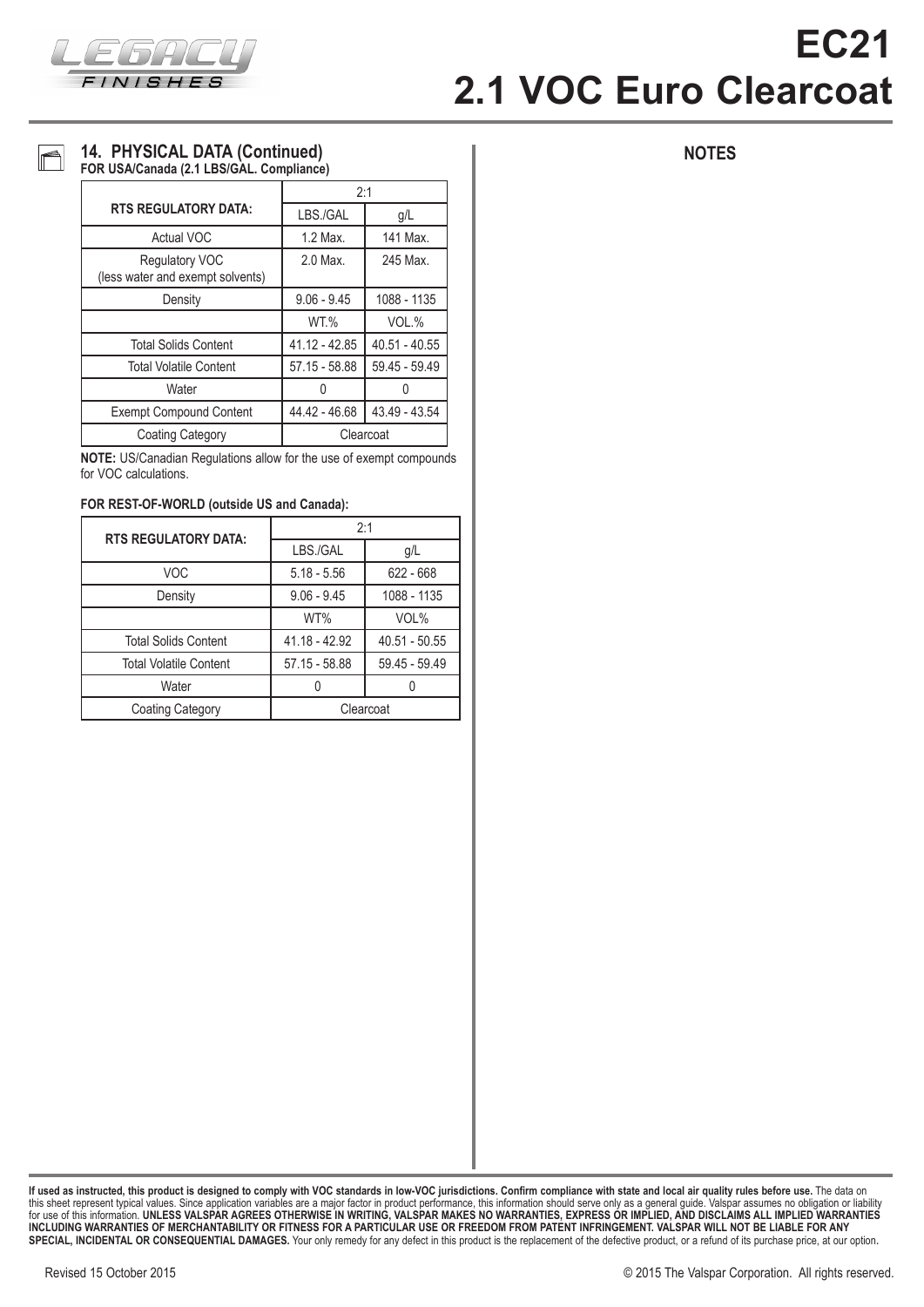# EC21
# 2.1 VOC Euro Clearcoat

## 14. PHYSICAL DATA (Continued)

**FOR USA/Canada (2.1 LBS/GAL. Compliance)**

| RTS REGULATORY DATA: | 2:1 | |
|---|---|---|
| | LBS./GAL | g/L |
| Actual VOC | 1.2 Max. | 141 Max. |
| Regulatory VOC (less water and exempt solvents) | 2.0 Max. | 245 Max. |
| Density | 9.06 - 9.45 | 1088 - 1135 |
| | WT.% | VOL.% |
| Total Solids Content | 41.12 - 42.85 | 40.51 - 40.55 |
| Total Volatile Content | 57.15 - 58.88 | 59.45 - 59.49 |
| Water | 0 | 0 |
| Exempt Compound Content | 44.42 - 46.68 | 43.49 - 43.54 |
| Coating Category | Clearcoat | |

**NOTE:** US/Canadian Regulations allow for the use of exempt compounds for VOC calculations.

**FOR REST-OF-WORLD (outside US and Canada):**

| RTS REGULATORY DATA: | 2:1 | |
|---|---|---|
| | LBS./GAL | g/L |
| VOC | 5.18 - 5.56 | 622 - 668 |
| Density | 9.06 - 9.45 | 1088 - 1135 |
| | WT% | VOL% |
| Total Solids Content | 41.18 - 42.92 | 40.51 - 50.55 |
| Total Volatile Content | 57.15 - 58.88 | 59.45 - 59.49 |
| Water | 0 | 0 |
| Coating Category | Clearcoat | |

**NOTES**

**If used as instructed, this product is designed to comply with VOC standards in low-VOC jurisdictions. Confirm compliance with state and local air quality rules before use.** The data on this sheet represent typical values. Since application variables are a major factor in product performance, this information should serve only as a general guide. Valspar assumes no obligation or liability for use of this information. **UNLESS VALSPAR AGREES OTHERWISE IN WRITING, VALSPAR MAKES NO WARRANTIES, EXPRESS OR IMPLIED, AND DISCLAIMS ALL IMPLIED WARRANTIES INCLUDING WARRANTIES OF MERCHANTABILITY OR FITNESS FOR A PARTICULAR USE OR FREEDOM FROM PATENT INFRINGEMENT. VALSPAR WILL NOT BE LIABLE FOR ANY SPECIAL, INCIDENTAL OR CONSEQUENTIAL DAMAGES.** Your only remedy for any defect in this product is the replacement of the defective product, or a refund of its purchase price, at our option.

Revised 15 October 2015

© 2015 The Valspar Corporation. All rights reserved.